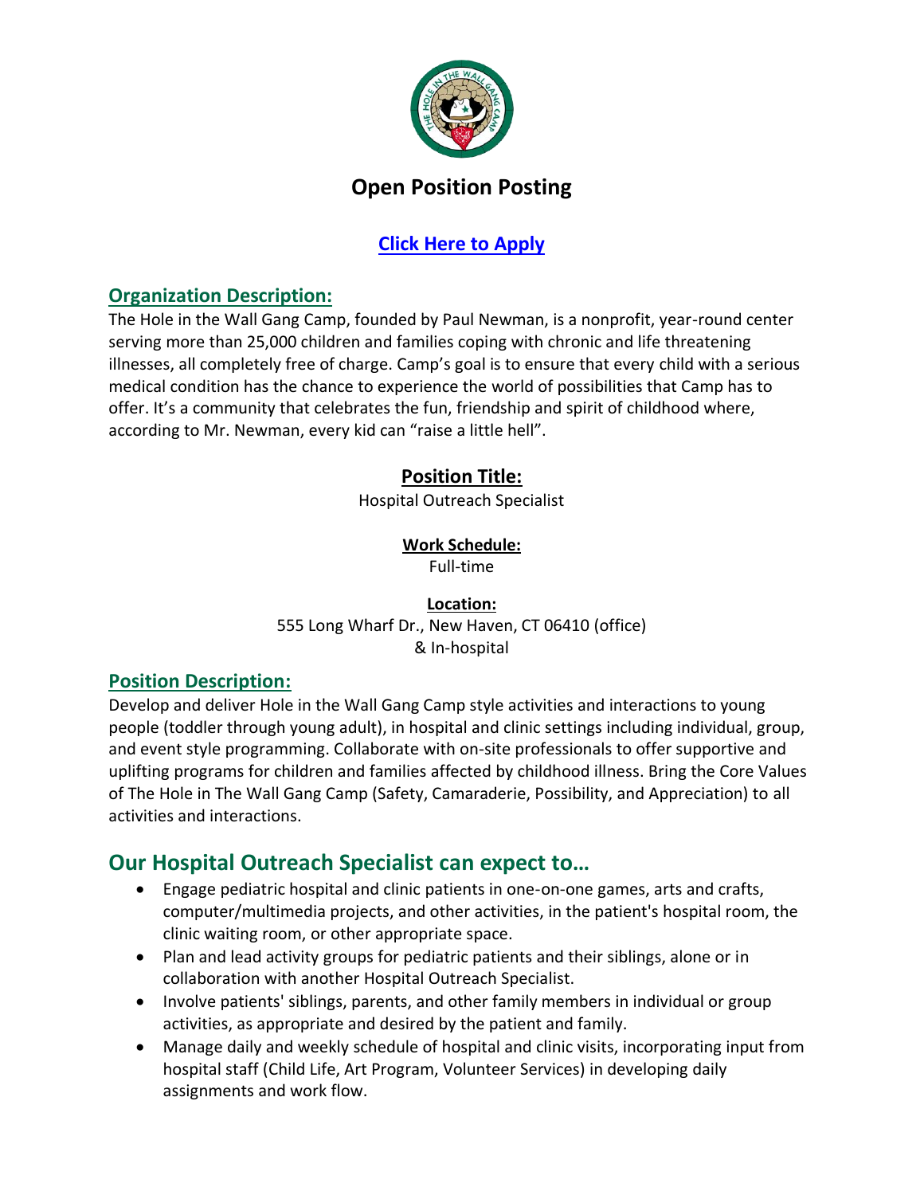# Open Position Posting

**Click Here to Apply**

## Organization Description:

The Hole in the Wall Gang Camp, founded by Paul Newman, is a nonprofit, year-round center serving more than 25,000 children and families coping with chronic and life threatening illnesses, all completely free of charge. Camp's goal is to ensure that every child with a serious medical condition has the chance to experience the world of possibilities that Camp has to offer. It's a community that celebrates the fun, friendship and spirit of childhood where, according to Mr. Newman, every kid can "raise a little hell".

**Position Title:**

Hospital Outreach Specialist

**Work Schedule:**

Full-time

**Location:**

555 Long Wharf Dr., New Haven, CT 06410 (office)
& In-hospital

## Position Description:

Develop and deliver Hole in the Wall Gang Camp style activities and interactions to young people (toddler through young adult), in hospital and clinic settings including individual, group, and event style programming. Collaborate with on-site professionals to offer supportive and uplifting programs for children and families affected by childhood illness. Bring the Core Values of The Hole in The Wall Gang Camp (Safety, Camaraderie, Possibility, and Appreciation) to all activities and interactions.

## Our Hospital Outreach Specialist can expect to…

- Engage pediatric hospital and clinic patients in one-on-one games, arts and crafts, computer/multimedia projects, and other activities, in the patient's hospital room, the clinic waiting room, or other appropriate space.
- Plan and lead activity groups for pediatric patients and their siblings, alone or in collaboration with another Hospital Outreach Specialist.
- Involve patients' siblings, parents, and other family members in individual or group activities, as appropriate and desired by the patient and family.
- Manage daily and weekly schedule of hospital and clinic visits, incorporating input from hospital staff (Child Life, Art Program, Volunteer Services) in developing daily assignments and work flow.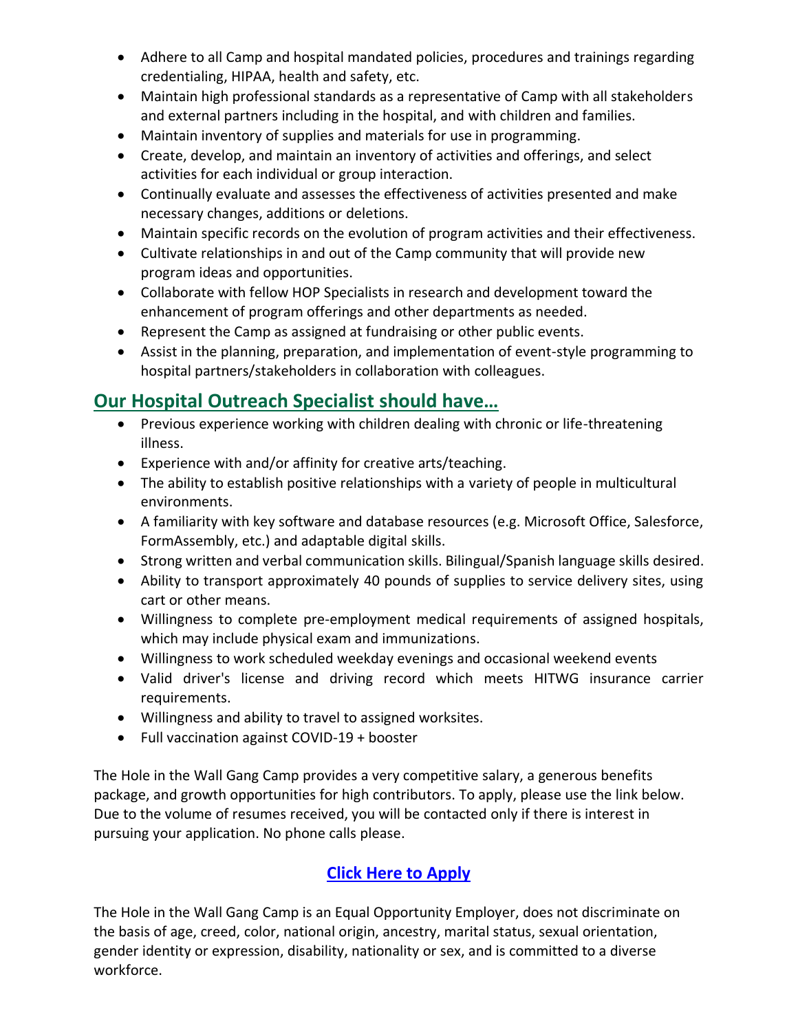- Adhere to all Camp and hospital mandated policies, procedures and trainings regarding credentialing, HIPAA, health and safety, etc.
- Maintain high professional standards as a representative of Camp with all stakeholders and external partners including in the hospital, and with children and families.
- Maintain inventory of supplies and materials for use in programming.
- Create, develop, and maintain an inventory of activities and offerings, and select activities for each individual or group interaction.
- Continually evaluate and assesses the effectiveness of activities presented and make necessary changes, additions or deletions.
- Maintain specific records on the evolution of program activities and their effectiveness.
- Cultivate relationships in and out of the Camp community that will provide new program ideas and opportunities.
- Collaborate with fellow HOP Specialists in research and development toward the enhancement of program offerings and other departments as needed.
- Represent the Camp as assigned at fundraising or other public events.
- Assist in the planning, preparation, and implementation of event-style programming to hospital partners/stakeholders in collaboration with colleagues.

## Our Hospital Outreach Specialist should have…

- Previous experience working with children dealing with chronic or life-threatening illness.
- Experience with and/or affinity for creative arts/teaching.
- The ability to establish positive relationships with a variety of people in multicultural environments.
- A familiarity with key software and database resources (e.g. Microsoft Office, Salesforce, FormAssembly, etc.) and adaptable digital skills.
- Strong written and verbal communication skills. Bilingual/Spanish language skills desired.
- Ability to transport approximately 40 pounds of supplies to service delivery sites, using cart or other means.
- Willingness to complete pre-employment medical requirements of assigned hospitals, which may include physical exam and immunizations.
- Willingness to work scheduled weekday evenings and occasional weekend events
- Valid driver's license and driving record which meets HITWG insurance carrier requirements.
- Willingness and ability to travel to assigned worksites.
- Full vaccination against COVID-19 + booster

The Hole in the Wall Gang Camp provides a very competitive salary, a generous benefits package, and growth opportunities for high contributors. To apply, please use the link below. Due to the volume of resumes received, you will be contacted only if there is interest in pursuing your application. No phone calls please.

**Click Here to Apply**

The Hole in the Wall Gang Camp is an Equal Opportunity Employer, does not discriminate on the basis of age, creed, color, national origin, ancestry, marital status, sexual orientation, gender identity or expression, disability, nationality or sex, and is committed to a diverse workforce.